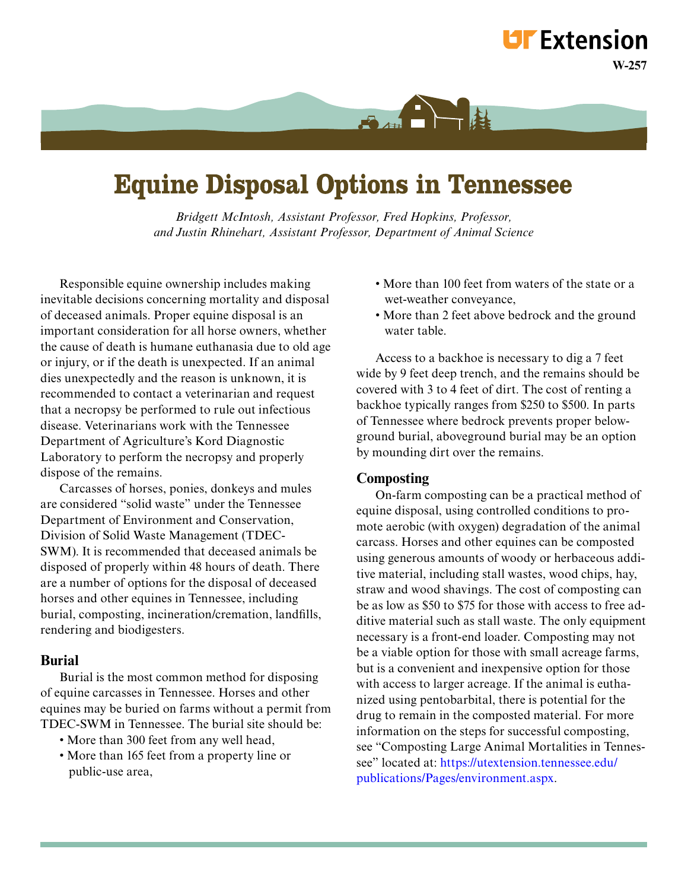UT Extension

W-257

# Equine Disposal Options in Tennessee

*Bridgett McIntosh, Assistant Professor, Fred Hopkins, Professor, and Justin Rhinehart, Assistant Professor, Department of Animal Science*

Responsible equine ownership includes making inevitable decisions concerning mortality and disposal of deceased animals. Proper equine disposal is an important consideration for all horse owners, whether the cause of death is humane euthanasia due to old age or injury, or if the death is unexpected. If an animal dies unexpectedly and the reason is unknown, it is recommended to contact a veterinarian and request that a necropsy be performed to rule out infectious disease. Veterinarians work with the Tennessee Department of Agriculture's Kord Diagnostic Laboratory to perform the necropsy and properly dispose of the remains.

Carcasses of horses, ponies, donkeys and mules are considered "solid waste" under the Tennessee Department of Environment and Conservation, Division of Solid Waste Management (TDEC-SWM). It is recommended that deceased animals be disposed of properly within 48 hours of death. There are a number of options for the disposal of deceased horses and other equines in Tennessee, including burial, composting, incineration/cremation, landfills, rendering and biodigesters.

## Burial

Burial is the most common method for disposing of equine carcasses in Tennessee. Horses and other equines may be buried on farms without a permit from TDEC-SWM in Tennessee. The burial site should be:

- More than 300 feet from any well head,
- More than 165 feet from a property line or public-use area,
- More than 100 feet from waters of the state or a wet-weather conveyance,
- More than 2 feet above bedrock and the ground water table.

Access to a backhoe is necessary to dig a 7 feet wide by 9 feet deep trench, and the remains should be covered with 3 to 4 feet of dirt. The cost of renting a backhoe typically ranges from $250 to $500. In parts of Tennessee where bedrock prevents proper below-ground burial, aboveground burial may be an option by mounding dirt over the remains.

## Composting

On-farm composting can be a practical method of equine disposal, using controlled conditions to promote aerobic (with oxygen) degradation of the animal carcass. Horses and other equines can be composted using generous amounts of woody or herbaceous additive material, including stall wastes, wood chips, hay, straw and wood shavings. The cost of composting can be as low as $50 to $75 for those with access to free additive material such as stall waste. The only equipment necessary is a front-end loader. Composting may not be a viable option for those with small acreage farms, but is a convenient and inexpensive option for those with access to larger acreage. If the animal is euthanized using pentobarbital, there is potential for the drug to remain in the composted material. For more information on the steps for successful composting, see "Composting Large Animal Mortalities in Tennessee" located at: https://utextension.tennessee.edu/publications/Pages/environment.aspx.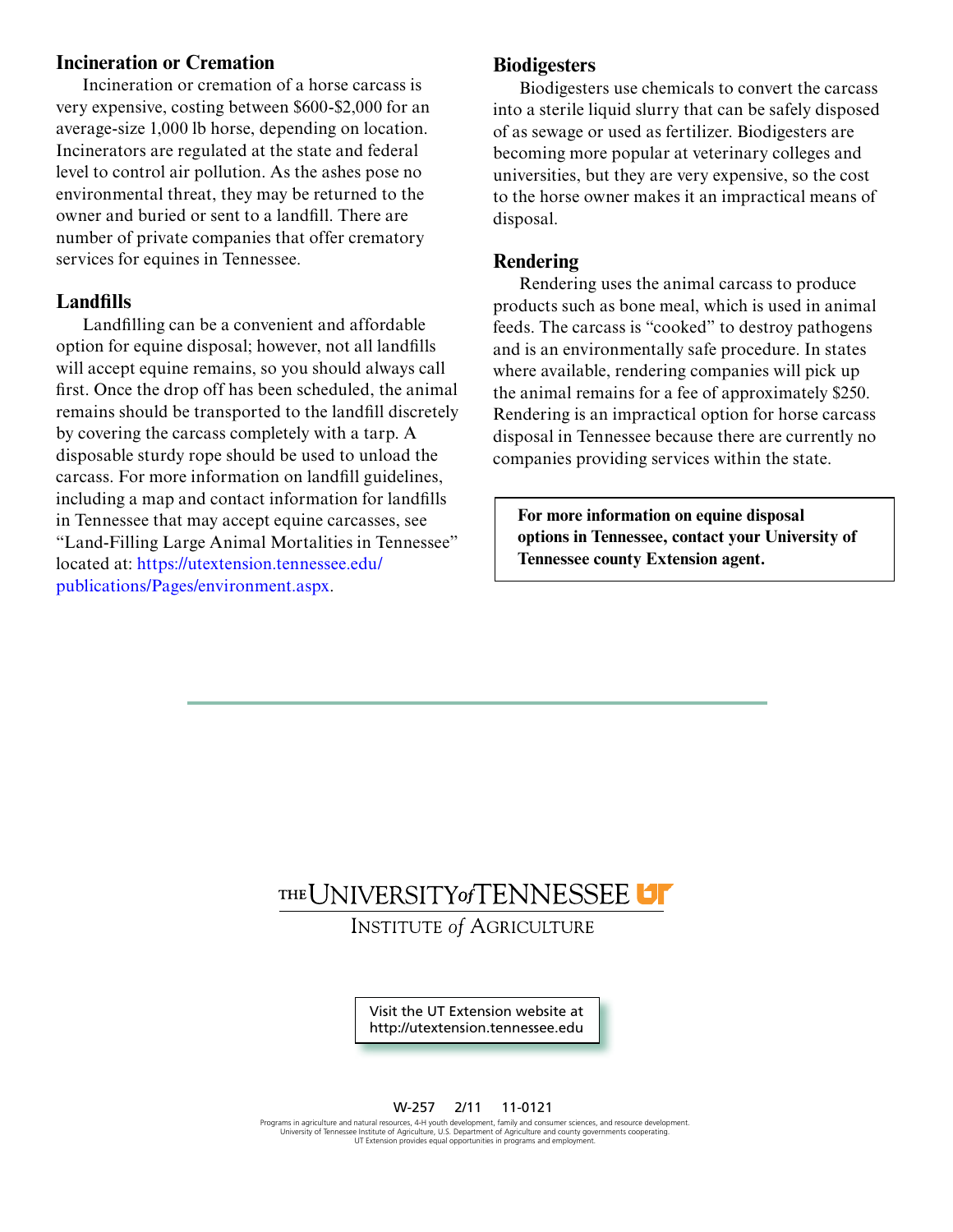## Incineration or Cremation

Incineration or cremation of a horse carcass is very expensive, costing between $600-$2,000 for an average-size 1,000 lb horse, depending on location. Incinerators are regulated at the state and federal level to control air pollution. As the ashes pose no environmental threat, they may be returned to the owner and buried or sent to a landfill. There are number of private companies that offer crematory services for equines in Tennessee.

## Landfills

Landfilling can be a convenient and affordable option for equine disposal; however, not all landfills will accept equine remains, so you should always call first. Once the drop off has been scheduled, the animal remains should be transported to the landfill discretely by covering the carcass completely with a tarp. A disposable sturdy rope should be used to unload the carcass. For more information on landfill guidelines, including a map and contact information for landfills in Tennessee that may accept equine carcasses, see "Land-Filling Large Animal Mortalities in Tennessee" located at: https://utextension.tennessee.edu/publications/Pages/environment.aspx.

## Biodigesters

Biodigesters use chemicals to convert the carcass into a sterile liquid slurry that can be safely disposed of as sewage or used as fertilizer. Biodigesters are becoming more popular at veterinary colleges and universities, but they are very expensive, so the cost to the horse owner makes it an impractical means of disposal.

## Rendering

Rendering uses the animal carcass to produce products such as bone meal, which is used in animal feeds. The carcass is "cooked" to destroy pathogens and is an environmentally safe procedure. In states where available, rendering companies will pick up the animal remains for a fee of approximately $250. Rendering is an impractical option for horse carcass disposal in Tennessee because there are currently no companies providing services within the state.

**For more information on equine disposal options in Tennessee, contact your University of Tennessee county Extension agent.**

THE UNIVERSITY of TENNESSEE
INSTITUTE of AGRICULTURE

Visit the UT Extension website at
http://utextension.tennessee.edu

W-257 2/11 11-0121

Programs in agriculture and natural resources, 4-H youth development, family and consumer sciences, and resource development.
University of Tennessee Institute of Agriculture, U.S. Department of Agriculture and county governments cooperating.
UT Extension provides equal opportunities in programs and employment.